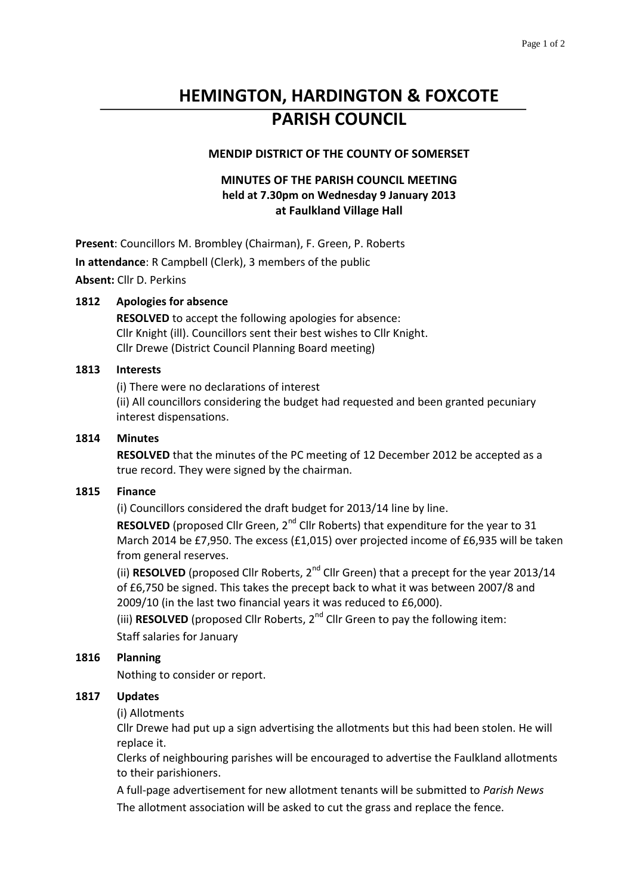# HEMINGTON, HARDINGTON & FOXCOTE PARISH COUNCIL

**MENDIP DISTRICT OF THE COUNTY OF SOMERSET**

**MINUTES OF THE PARISH COUNCIL MEETING**
**held at 7.30pm on Wednesday 9 January 2013**
**at Faulkland Village Hall**

**Present**: Councillors M. Brombley (Chairman), F. Green, P. Roberts

**In attendance**: R Campbell (Clerk), 3 members of the public

**Absent:** Cllr D. Perkins

**1812 Apologies for absence**

**RESOLVED** to accept the following apologies for absence:
Cllr Knight (ill). Councillors sent their best wishes to Cllr Knight.
Cllr Drewe (District Council Planning Board meeting)

**1813 Interests**

(i) There were no declarations of interest
(ii) All councillors considering the budget had requested and been granted pecuniary interest dispensations.

**1814 Minutes**

**RESOLVED** that the minutes of the PC meeting of 12 December 2012 be accepted as a true record. They were signed by the chairman.

**1815 Finance**

(i) Councillors considered the draft budget for 2013/14 line by line.

**RESOLVED** (proposed Cllr Green, 2nd Cllr Roberts) that expenditure for the year to 31 March 2014 be £7,950. The excess (£1,015) over projected income of £6,935 will be taken from general reserves.

(ii) **RESOLVED** (proposed Cllr Roberts, 2nd Cllr Green) that a precept for the year 2013/14 of £6,750 be signed. This takes the precept back to what it was between 2007/8 and 2009/10 (in the last two financial years it was reduced to £6,000).

(iii) **RESOLVED** (proposed Cllr Roberts, 2nd Cllr Green to pay the following item:
Staff salaries for January

**1816 Planning**

Nothing to consider or report.

**1817 Updates**

(i) Allotments

Cllr Drewe had put up a sign advertising the allotments but this had been stolen. He will replace it.

Clerks of neighbouring parishes will be encouraged to advertise the Faulkland allotments to their parishioners.

A full-page advertisement for new allotment tenants will be submitted to *Parish News*

The allotment association will be asked to cut the grass and replace the fence.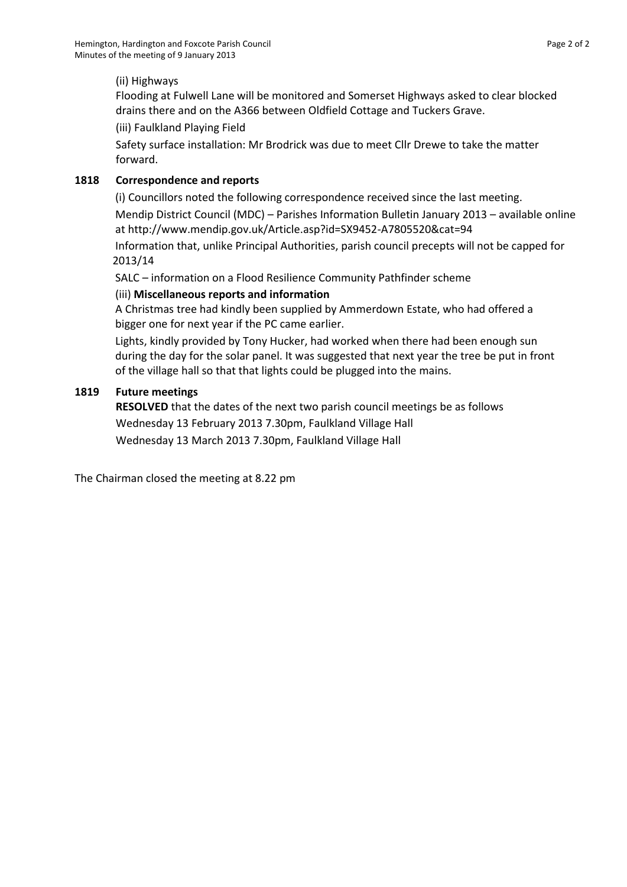(ii) Highways

Flooding at Fulwell Lane will be monitored and Somerset Highways asked to clear blocked drains there and on the A366 between Oldfield Cottage and Tuckers Grave.

(iii) Faulkland Playing Field

Safety surface installation: Mr Brodrick was due to meet Cllr Drewe to take the matter forward.

**1818 Correspondence and reports**

(i) Councillors noted the following correspondence received since the last meeting.

Mendip District Council (MDC) – Parishes Information Bulletin January 2013 – available online at http://www.mendip.gov.uk/Article.asp?id=SX9452-A7805520&cat=94

Information that, unlike Principal Authorities, parish council precepts will not be capped for 2013/14

SALC – information on a Flood Resilience Community Pathfinder scheme

(iii) **Miscellaneous reports and information**

A Christmas tree had kindly been supplied by Ammerdown Estate, who had offered a bigger one for next year if the PC came earlier.

Lights, kindly provided by Tony Hucker, had worked when there had been enough sun during the day for the solar panel. It was suggested that next year the tree be put in front of the village hall so that that lights could be plugged into the mains.

**1819 Future meetings**

**RESOLVED** that the dates of the next two parish council meetings be as follows

Wednesday 13 February 2013 7.30pm, Faulkland Village Hall

Wednesday 13 March 2013 7.30pm, Faulkland Village Hall

The Chairman closed the meeting at 8.22 pm